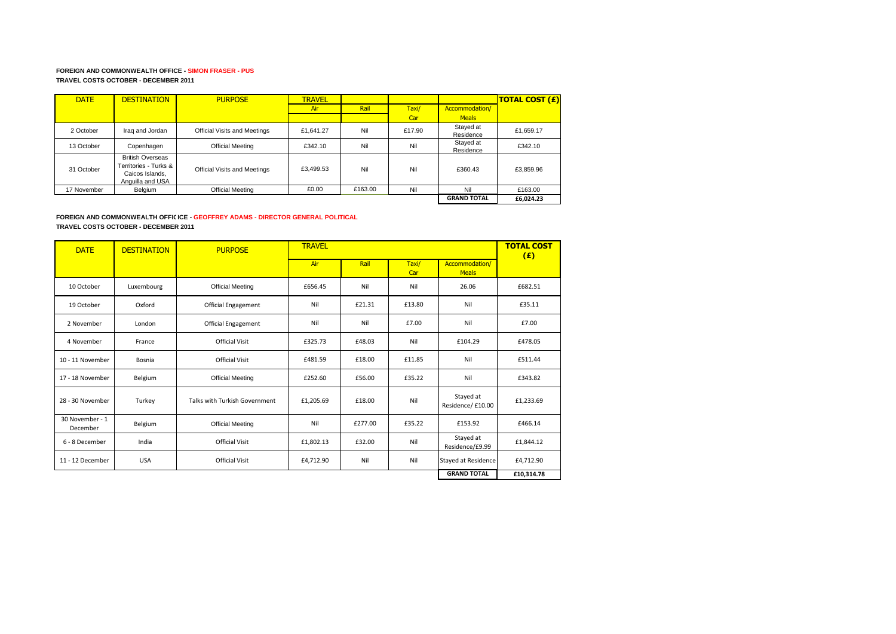**FOREIGN AND COMMONWEALTH OFFICE - SIMON FRASER - PUS**

**TRAVEL COSTS OCTOBER - DECEMBER 2011**

| DATE | DESTINATION | PURPOSE | TRAVEL | | | | TOTAL COST (£) |
|---|---|---|---|---|---|---|---|
| | | | Air | Rail | Taxi/ Car | Accommodation/ Meals | |
| 2 October | Iraq and Jordan | Official Visits and Meetings | £1,641.27 | Nil | £17.90 | Stayed at Residence | £1,659.17 |
| 13 October | Copenhagen | Official Meeting | £342.10 | Nil | Nil | Stayed at Residence | £342.10 |
| 31 October | British Overseas Territories - Turks & Caicos Islands, Anguilla and USA | Official Visits and Meetings | £3,499.53 | Nil | Nil | £360.43 | £3,859.96 |
| 17 November | Belgium | Official Meeting | £0.00 | £163.00 | Nil | Nil | £163.00 |
| | | | | | | **GRAND TOTAL** | **£6,024.23** |

**FOREIGN AND COMMONWEALTH OFFICE - GEOFFREY ADAMS - DIRECTOR GENERAL POLITICAL**

**TRAVEL COSTS OCTOBER - DECEMBER 2011**

| DATE | DESTINATION | PURPOSE | TRAVEL | | | | TOTAL COST (£) |
|---|---|---|---|---|---|---|---|
| | | | Air | Rail | Taxi/ Car | Accommodation/ Meals | |
| 10 October | Luxembourg | Official Meeting | £656.45 | Nil | Nil | 26.06 | £682.51 |
| 19 October | Oxford | Official Engagement | Nil | £21.31 | £13.80 | Nil | £35.11 |
| 2 November | London | Official Engagement | Nil | Nil | £7.00 | Nil | £7.00 |
| 4 November | France | Official Visit | £325.73 | £48.03 | Nil | £104.29 | £478.05 |
| 10 - 11 November | Bosnia | Official Visit | £481.59 | £18.00 | £11.85 | Nil | £511.44 |
| 17 - 18 November | Belgium | Official Meeting | £252.60 | £56.00 | £35.22 | Nil | £343.82 |
| 28 - 30 November | Turkey | Talks with Turkish Government | £1,205.69 | £18.00 | Nil | Stayed at Residence/ £10.00 | £1,233.69 |
| 30 November - 1 December | Belgium | Official Meeting | Nil | £277.00 | £35.22 | £153.92 | £466.14 |
| 6 - 8 December | India | Official Visit | £1,802.13 | £32.00 | Nil | Stayed at Residence/£9.99 | £1,844.12 |
| 11 - 12 December | USA | Official Visit | £4,712.90 | Nil | Nil | Stayed at Residence | £4,712.90 |
| | | | | | | **GRAND TOTAL** | **£10,314.78** |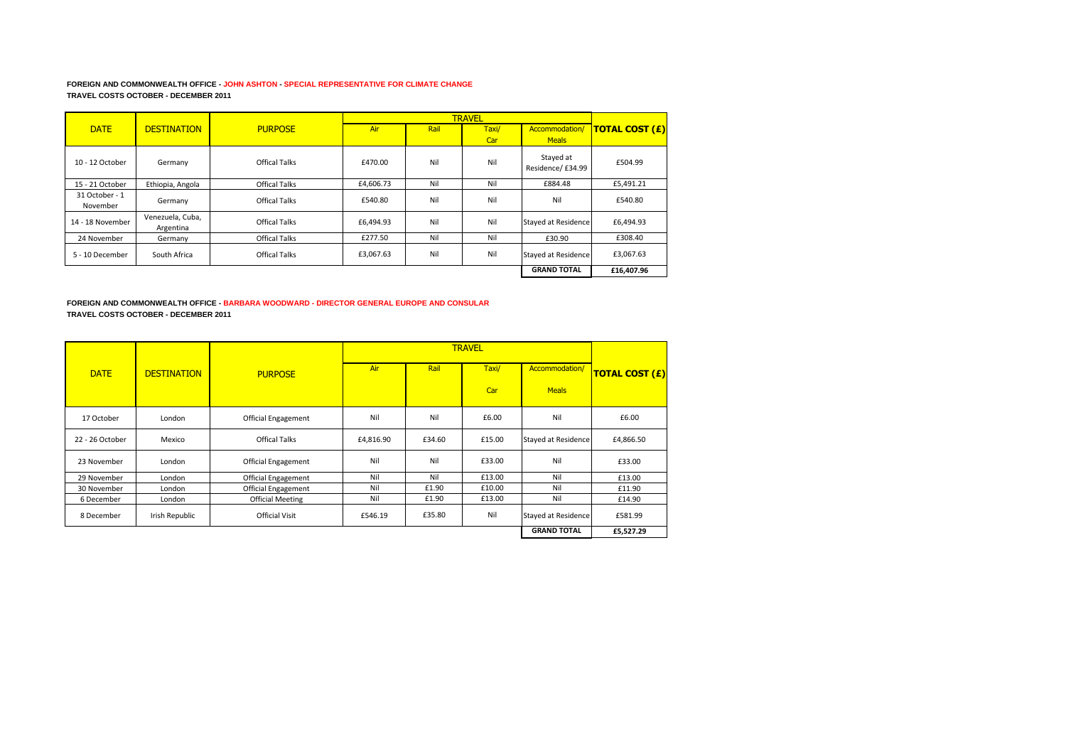**FOREIGN AND COMMONWEALTH OFFICE - JOHN ASHTON - SPECIAL REPRESENTATIVE FOR CLIMATE CHANGE**
**TRAVEL COSTS OCTOBER - DECEMBER 2011**

| DATE | DESTINATION | PURPOSE | TRAVEL | | | | TOTAL COST (£) |
|---|---|---|---|---|---|---|---|
| | | | Air | Rail | Taxi/ Car | Accommodation/ Meals | |
| 10 - 12 October | Germany | Offical Talks | £470.00 | Nil | Nil | Stayed at Residence/ £34.99 | £504.99 |
| 15 - 21 October | Ethiopia, Angola | Offical Talks | £4,606.73 | Nil | Nil | £884.48 | £5,491.21 |
| 31 October - 1 November | Germany | Offical Talks | £540.80 | Nil | Nil | Nil | £540.80 |
| 14 - 18 November | Venezuela, Cuba, Argentina | Offical Talks | £6,494.93 | Nil | Nil | Stayed at Residence | £6,494.93 |
| 24 November | Germany | Offical Talks | £277.50 | Nil | Nil | £30.90 | £308.40 |
| 5 - 10 December | South Africa | Offical Talks | £3,067.63 | Nil | Nil | Stayed at Residence | £3,067.63 |
| | | | | | | **GRAND TOTAL** | **£16,407.96** |

**FOREIGN AND COMMONWEALTH OFFICE - BARBARA WOODWARD - DIRECTOR GENERAL EUROPE AND CONSULAR**
**TRAVEL COSTS OCTOBER - DECEMBER 2011**

| DATE | DESTINATION | PURPOSE | TRAVEL | | | | TOTAL COST (£) |
|---|---|---|---|---|---|---|---|
| | | | Air | Rail | Taxi/ Car | Accommodation/ Meals | |
| 17 October | London | Official Engagement | Nil | Nil | £6.00 | Nil | £6.00 |
| 22 - 26 October | Mexico | Offical Talks | £4,816.90 | £34.60 | £15.00 | Stayed at Residence | £4,866.50 |
| 23 November | London | Official Engagement | Nil | Nil | £33.00 | Nil | £33.00 |
| 29 November | London | Official Engagement | Nil | Nil | £13.00 | Nil | £13.00 |
| 30 November | London | Official Engagement | Nil | £1.90 | £10.00 | Nil | £11.90 |
| 6 December | London | Official Meeting | Nil | £1.90 | £13.00 | Nil | £14.90 |
| 8 December | Irish Republic | Official Visit | £546.19 | £35.80 | Nil | Stayed at Residence | £581.99 |
| | | | | | | **GRAND TOTAL** | **£5,527.29** |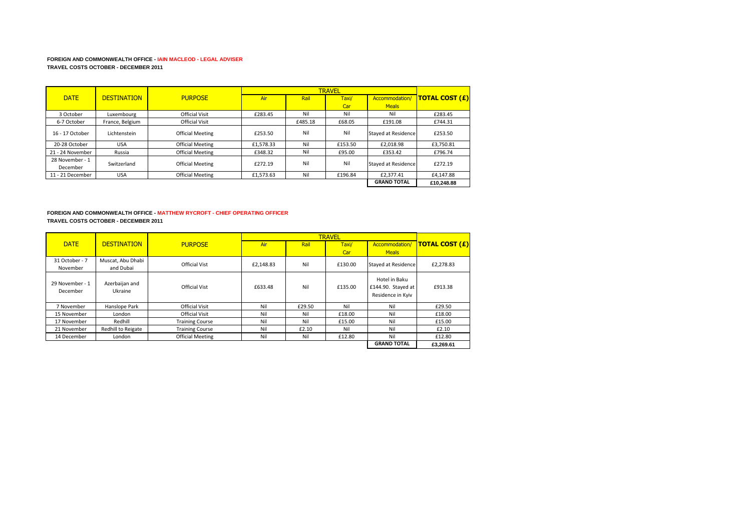**FOREIGN AND COMMONWEALTH OFFICE - IAIN MACLEOD - LEGAL ADVISER**
**TRAVEL COSTS OCTOBER - DECEMBER 2011**

| DATE | DESTINATION | PURPOSE | TRAVEL | | | | TOTAL COST (£) |
|---|---|---|---|---|---|---|---|
| | | | Air | Rail | Taxi/ Car | Accommodation/ Meals | |
| 3 October | Luxembourg | Official Visit | £283.45 | Nil | Nil | Nil | £283.45 |
| 6-7 October | France, Belgium | Official Visit | | £485.18 | £68.05 | £191.08 | £744.31 |
| 16 - 17 October | Lichtenstein | Official Meeting | £253.50 | Nil | Nil | Stayed at Residence | £253.50 |
| 20-28 October | USA | Official Meeting | £1,578.33 | Nil | £153.50 | £2,018.98 | £3,750.81 |
| 21 - 24 November | Russia | Official Meeting | £348.32 | Nil | £95.00 | £353.42 | £796.74 |
| 28 November - 1 December | Switzerland | Official Meeting | £272.19 | Nil | Nil | Stayed at Residence | £272.19 |
| 11 - 21 December | USA | Official Meeting | £1,573.63 | Nil | £196.84 | £2,377.41 | £4,147.88 |
| | | | | | | **GRAND TOTAL** | **£10,248.88** |

**FOREIGN AND COMMONWEALTH OFFICE - MATTHEW RYCROFT - CHIEF OPERATING OFFICER**
**TRAVEL COSTS OCTOBER - DECEMBER 2011**

| DATE | DESTINATION | PURPOSE | TRAVEL | | | | TOTAL COST (£) |
|---|---|---|---|---|---|---|---|
| | | | Air | Rail | Taxi/ Car | Accommodation/ Meals | |
| 31 October - 7 November | Muscat, Abu Dhabi and Dubai | Official Vist | £2,148.83 | Nil | £130.00 | Stayed at Residence | £2,278.83 |
| 29 November - 1 December | Azerbaijan and Ukraine | Official Vist | £633.48 | Nil | £135.00 | Hotel in Baku £144.90. Stayed at Residence in Kyiv | £913.38 |
| 7 November | Hanslope Park | Official Visit | Nil | £29.50 | Nil | Nil | £29.50 |
| 15 November | London | Official Visit | Nil | Nil | £18.00 | Nil | £18.00 |
| 17 November | Redhill | Training Course | Nil | Nil | £15.00 | Nil | £15.00 |
| 21 November | Redhill to Reigate | Training Course | Nil | £2.10 | Nil | Nil | £2.10 |
| 14 December | London | Official Meeting | Nil | Nil | £12.80 | Nil | £12.80 |
| | | | | | | **GRAND TOTAL** | **£3,269.61** |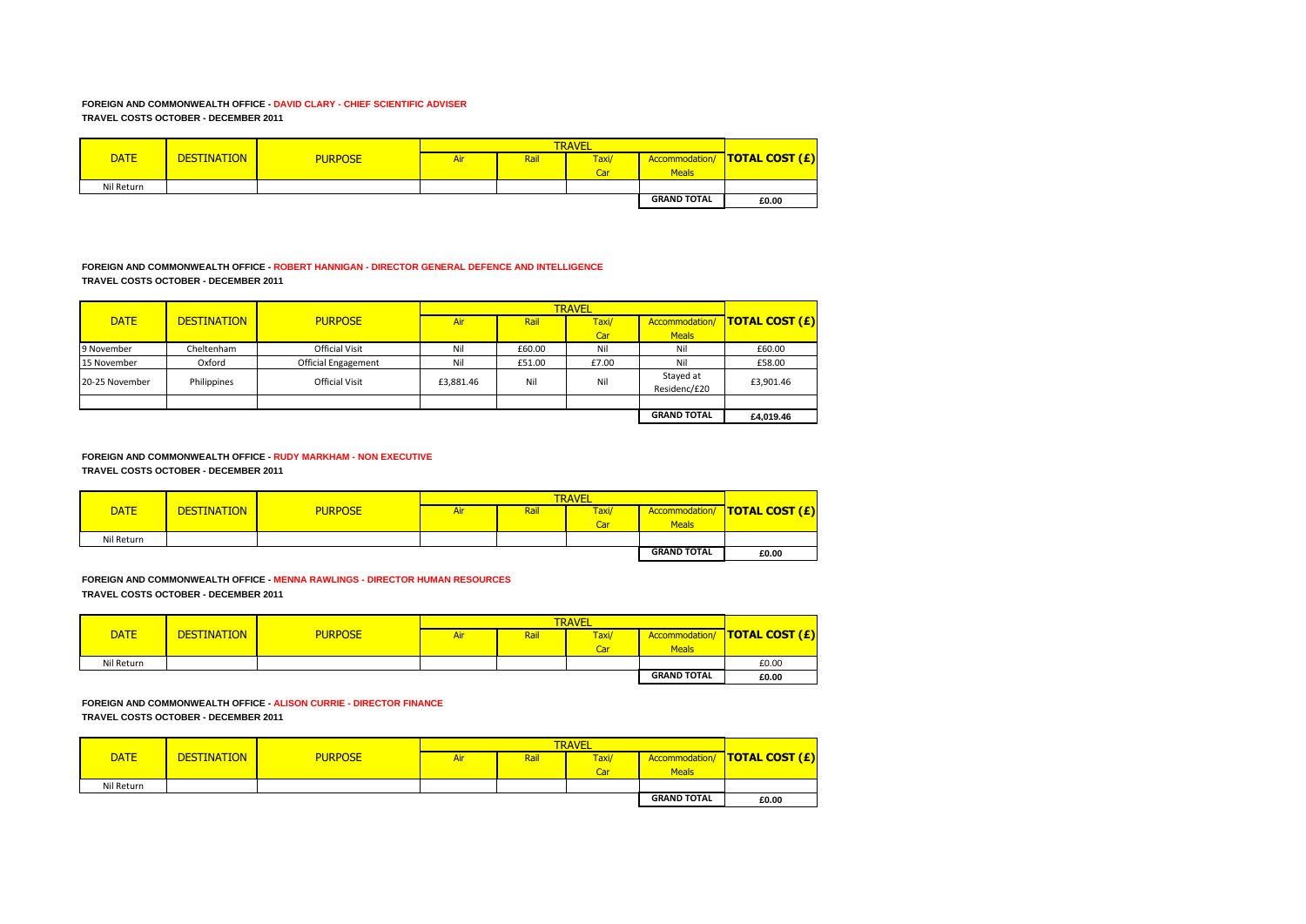**FOREIGN AND COMMONWEALTH OFFICE - DAVID CLARY - CHIEF SCIENTIFIC ADVISER**
**TRAVEL COSTS OCTOBER - DECEMBER 2011**

| DATE | DESTINATION | PURPOSE | TRAVEL | | | | TOTAL COST (£) |
|---|---|---|---|---|---|---|---|
| | | | Air | Rail | Taxi/ Car | Accommodation/ Meals | |
| Nil Return | | | | | | | |
| | | | | | | **GRAND TOTAL** | **£0.00** |

**FOREIGN AND COMMONWEALTH OFFICE - ROBERT HANNIGAN - DIRECTOR GENERAL DEFENCE AND INTELLIGENCE**
**TRAVEL COSTS OCTOBER - DECEMBER 2011**

| DATE | DESTINATION | PURPOSE | TRAVEL | | | | TOTAL COST (£) |
|---|---|---|---|---|---|---|---|
| | | | Air | Rail | Taxi/ Car | Accommodation/ Meals | |
| 9 November | Cheltenham | Official Visit | Nil | £60.00 | Nil | Nil | £60.00 |
| 15 November | Oxford | Official Engagement | Nil | £51.00 | £7.00 | Nil | £58.00 |
| 20-25 November | Philippines | Official Visit | £3,881.46 | Nil | Nil | Stayed at Residenc/£20 | £3,901.46 |
| | | | | | | | |
| | | | | | | **GRAND TOTAL** | **£4,019.46** |

**FOREIGN AND COMMONWEALTH OFFICE - RUDY MARKHAM - NON EXECUTIVE**
**TRAVEL COSTS OCTOBER - DECEMBER 2011**

| DATE | DESTINATION | PURPOSE | TRAVEL | | | | TOTAL COST (£) |
|---|---|---|---|---|---|---|---|
| | | | Air | Rail | Taxi/ Car | Accommodation/ Meals | |
| Nil Return | | | | | | | |
| | | | | | | **GRAND TOTAL** | **£0.00** |

**FOREIGN AND COMMONWEALTH OFFICE - MENNA RAWLINGS - DIRECTOR HUMAN RESOURCES**
**TRAVEL COSTS OCTOBER - DECEMBER 2011**

| DATE | DESTINATION | PURPOSE | TRAVEL | | | | TOTAL COST (£) |
|---|---|---|---|---|---|---|---|
| | | | Air | Rail | Taxi/ Car | Accommodation/ Meals | |
| Nil Return | | | | | | | £0.00 |
| | | | | | | **GRAND TOTAL** | **£0.00** |

**FOREIGN AND COMMONWEALTH OFFICE - ALISON CURRIE - DIRECTOR FINANCE**
**TRAVEL COSTS OCTOBER - DECEMBER 2011**

| DATE | DESTINATION | PURPOSE | TRAVEL | | | | TOTAL COST (£) |
|---|---|---|---|---|---|---|---|
| | | | Air | Rail | Taxi/ Car | Accommodation/ Meals | |
| Nil Return | | | | | | | |
| | | | | | | **GRAND TOTAL** | **£0.00** |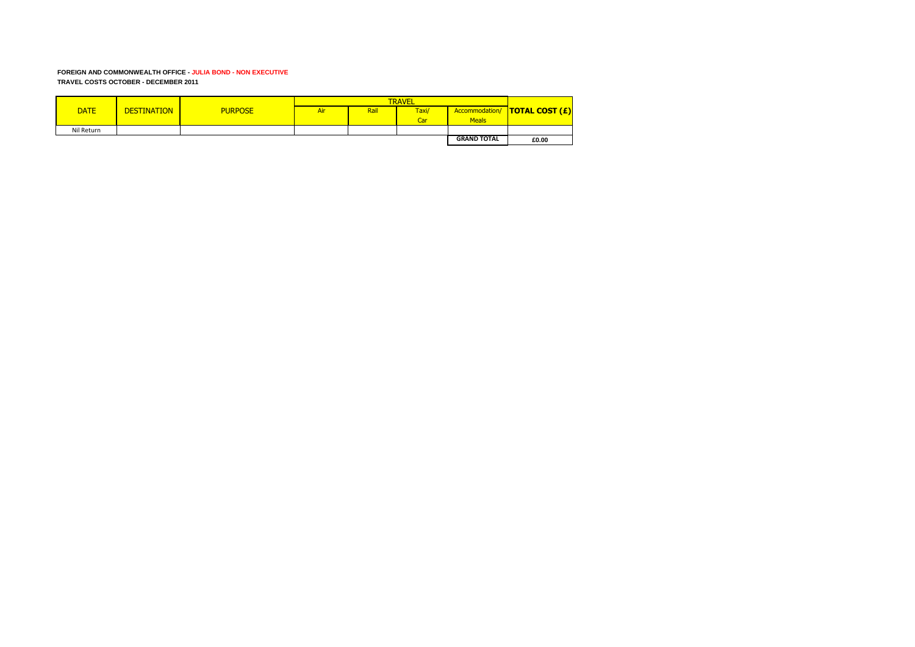**FOREIGN AND COMMONWEALTH OFFICE - JULIA BOND - NON EXECUTIVE**
**TRAVEL COSTS OCTOBER - DECEMBER 2011**

| DATE | DESTINATION | PURPOSE | TRAVEL | | | | TOTAL COST (£) |
|---|---|---|---|---|---|---|---|
| | | | Air | Rail | Taxi/ Car | Accommodation/ Meals | |
| Nil Return | | | | | | | |
| | | | | | | **GRAND TOTAL** | **£0.00** |